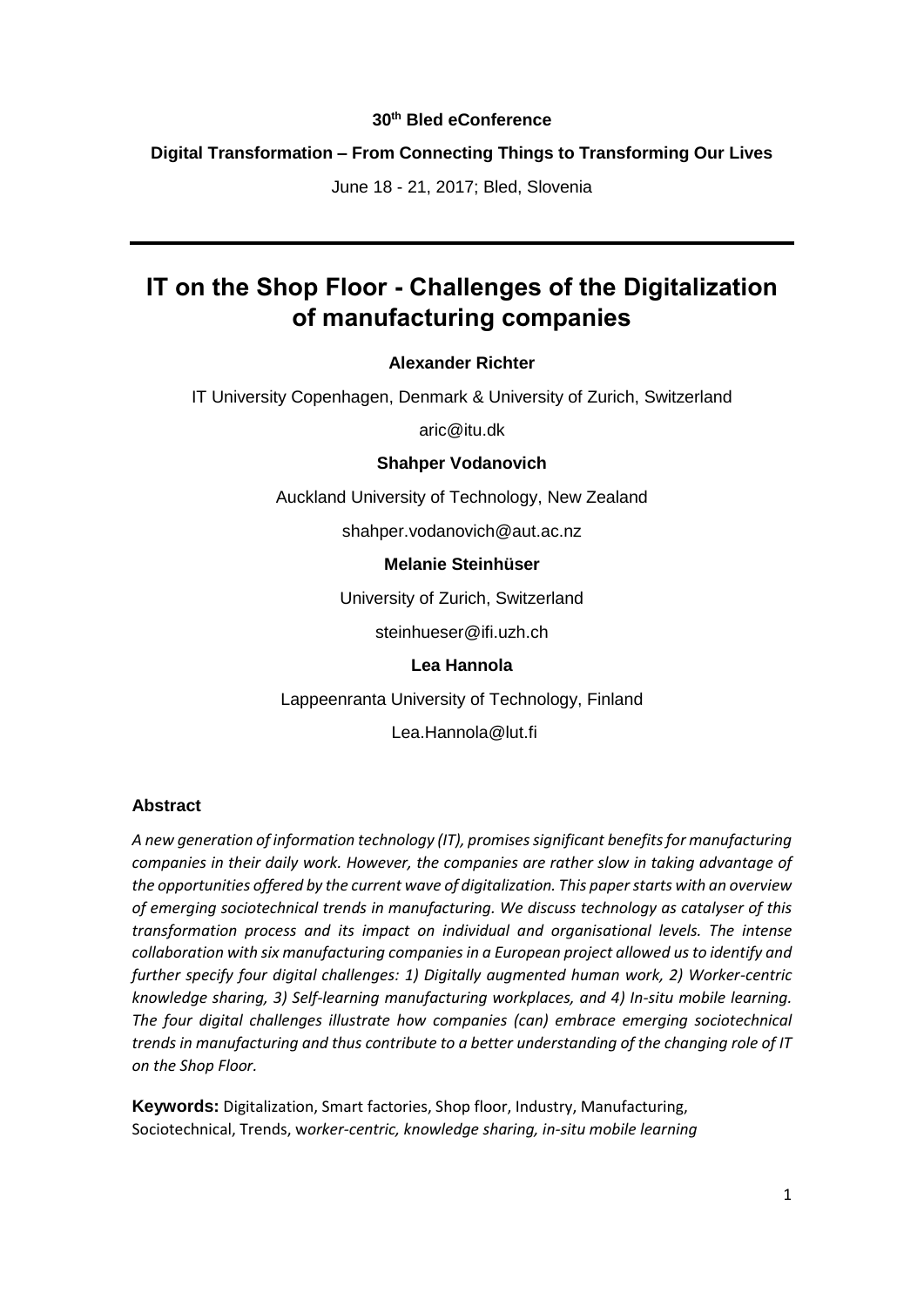**30th Bled eConference**

**Digital Transformation – From Connecting Things to Transforming Our Lives**

June 18 - 21, 2017; Bled, Slovenia

# IT on the Shop Floor - Challenges of the Digitalization of manufacturing companies

**Alexander Richter**

IT University Copenhagen, Denmark & University of Zurich, Switzerland

aric@itu.dk

**Shahper Vodanovich**

Auckland University of Technology, New Zealand

shahper.vodanovich@aut.ac.nz

**Melanie Steinhüser**

University of Zurich, Switzerland

steinhueser@ifi.uzh.ch

**Lea Hannola**

Lappeenranta University of Technology, Finland

Lea.Hannola@lut.fi

### Abstract

*A new generation of information technology (IT), promises significant benefits for manufacturing companies in their daily work. However, the companies are rather slow in taking advantage of the opportunities offered by the current wave of digitalization. This paper starts with an overview of emerging sociotechnical trends in manufacturing. We discuss technology as catalyser of this transformation process and its impact on individual and organisational levels. The intense collaboration with six manufacturing companies in a European project allowed us to identify and further specify four digital challenges: 1) Digitally augmented human work, 2) Worker-centric knowledge sharing, 3) Self-learning manufacturing workplaces, and 4) In-situ mobile learning. The four digital challenges illustrate how companies (can) embrace emerging sociotechnical trends in manufacturing and thus contribute to a better understanding of the changing role of IT on the Shop Floor.*

**Keywords:** Digitalization, Smart factories, Shop floor, Industry, Manufacturing, Sociotechnical, Trends, w*orker-centric, knowledge sharing, in-situ mobile learning*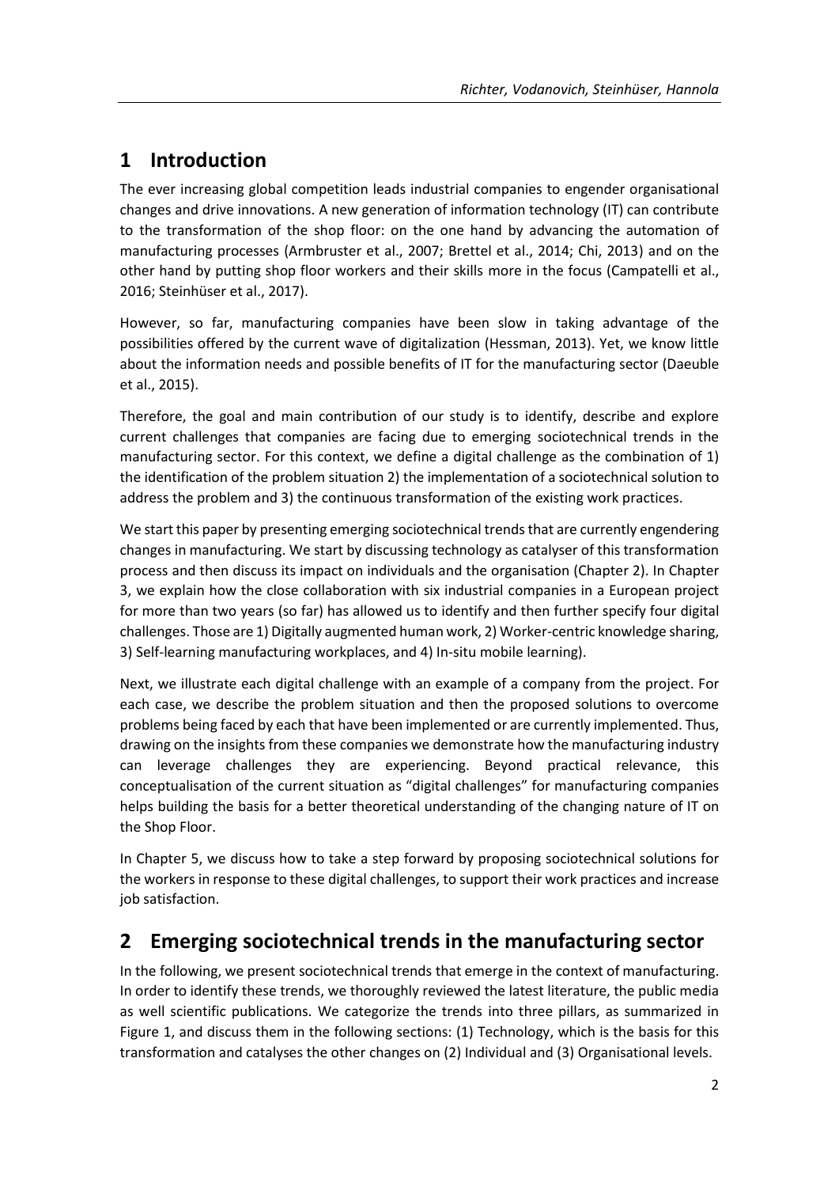# 1 Introduction

The ever increasing global competition leads industrial companies to engender organisational changes and drive innovations. A new generation of information technology (IT) can contribute to the transformation of the shop floor: on the one hand by advancing the automation of manufacturing processes (Armbruster et al., 2007; Brettel et al., 2014; Chi, 2013) and on the other hand by putting shop floor workers and their skills more in the focus (Campatelli et al., 2016; Steinhüser et al., 2017).

However, so far, manufacturing companies have been slow in taking advantage of the possibilities offered by the current wave of digitalization (Hessman, 2013). Yet, we know little about the information needs and possible benefits of IT for the manufacturing sector (Daeuble et al., 2015).

Therefore, the goal and main contribution of our study is to identify, describe and explore current challenges that companies are facing due to emerging sociotechnical trends in the manufacturing sector. For this context, we define a digital challenge as the combination of 1) the identification of the problem situation 2) the implementation of a sociotechnical solution to address the problem and 3) the continuous transformation of the existing work practices.

We start this paper by presenting emerging sociotechnical trends that are currently engendering changes in manufacturing. We start by discussing technology as catalyser of this transformation process and then discuss its impact on individuals and the organisation (Chapter 2). In Chapter 3, we explain how the close collaboration with six industrial companies in a European project for more than two years (so far) has allowed us to identify and then further specify four digital challenges. Those are 1) Digitally augmented human work, 2) Worker-centric knowledge sharing, 3) Self-learning manufacturing workplaces, and 4) In-situ mobile learning).

Next, we illustrate each digital challenge with an example of a company from the project. For each case, we describe the problem situation and then the proposed solutions to overcome problems being faced by each that have been implemented or are currently implemented. Thus, drawing on the insights from these companies we demonstrate how the manufacturing industry can leverage challenges they are experiencing. Beyond practical relevance, this conceptualisation of the current situation as "digital challenges" for manufacturing companies helps building the basis for a better theoretical understanding of the changing nature of IT on the Shop Floor.

In Chapter 5, we discuss how to take a step forward by proposing sociotechnical solutions for the workers in response to these digital challenges, to support their work practices and increase job satisfaction.

# 2 Emerging sociotechnical trends in the manufacturing sector

In the following, we present sociotechnical trends that emerge in the context of manufacturing. In order to identify these trends, we thoroughly reviewed the latest literature, the public media as well scientific publications. We categorize the trends into three pillars, as summarized in Figure 1, and discuss them in the following sections: (1) Technology, which is the basis for this transformation and catalyses the other changes on (2) Individual and (3) Organisational levels.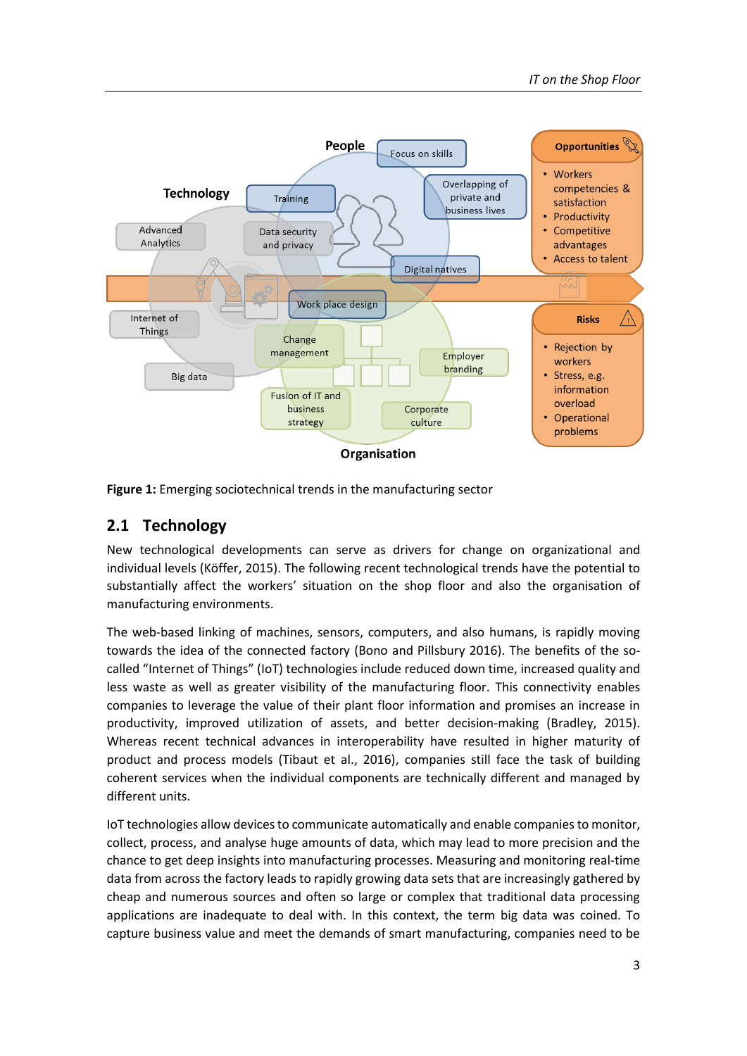**Figure 1:** Emerging sociotechnical trends in the manufacturing sector

## 2.1 Technology

New technological developments can serve as drivers for change on organizational and individual levels (Köffer, 2015). The following recent technological trends have the potential to substantially affect the workers' situation on the shop floor and also the organisation of manufacturing environments.

The web-based linking of machines, sensors, computers, and also humans, is rapidly moving towards the idea of the connected factory (Bono and Pillsbury 2016). The benefits of the so-called "Internet of Things" (IoT) technologies include reduced down time, increased quality and less waste as well as greater visibility of the manufacturing floor. This connectivity enables companies to leverage the value of their plant floor information and promises an increase in productivity, improved utilization of assets, and better decision-making (Bradley, 2015). Whereas recent technical advances in interoperability have resulted in higher maturity of product and process models (Tibaut et al., 2016), companies still face the task of building coherent services when the individual components are technically different and managed by different units.

IoT technologies allow devices to communicate automatically and enable companies to monitor, collect, process, and analyse huge amounts of data, which may lead to more precision and the chance to get deep insights into manufacturing processes. Measuring and monitoring real-time data from across the factory leads to rapidly growing data sets that are increasingly gathered by cheap and numerous sources and often so large or complex that traditional data processing applications are inadequate to deal with. In this context, the term big data was coined. To capture business value and meet the demands of smart manufacturing, companies need to be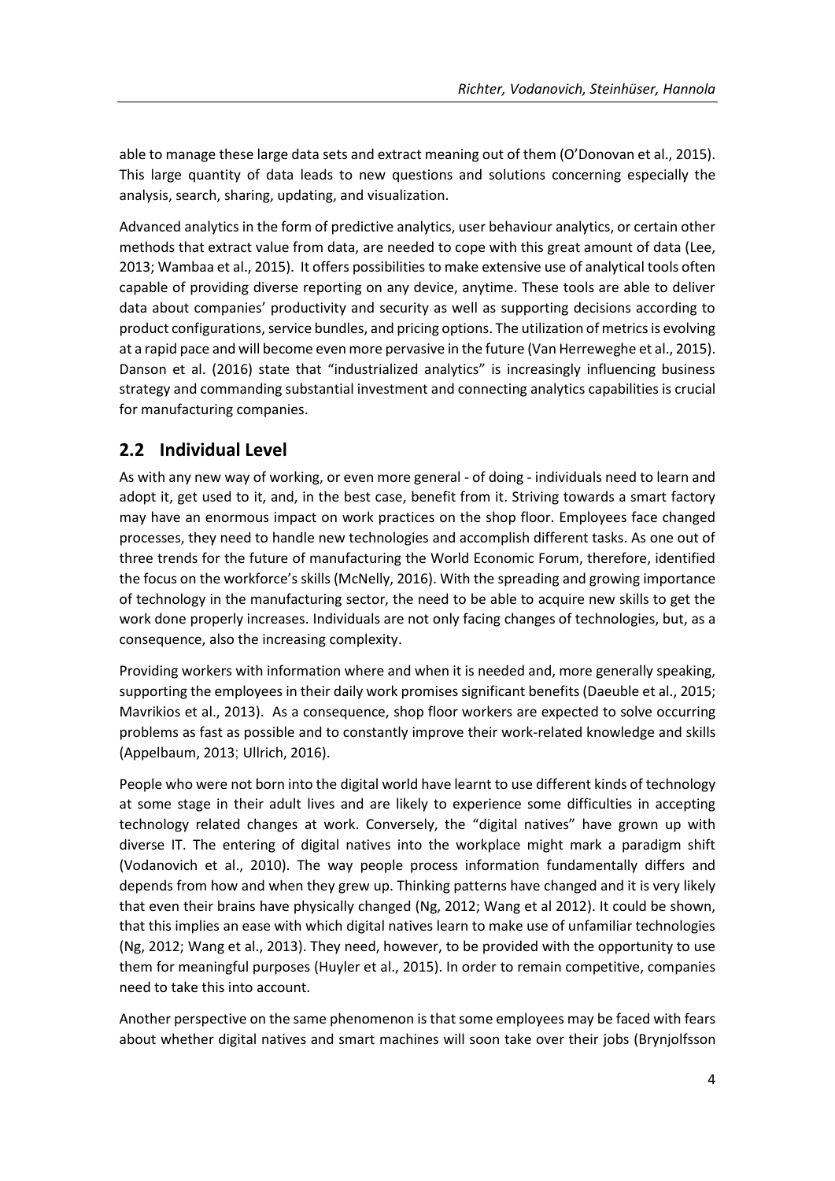able to manage these large data sets and extract meaning out of them (O'Donovan et al., 2015). This large quantity of data leads to new questions and solutions concerning especially the analysis, search, sharing, updating, and visualization.

Advanced analytics in the form of predictive analytics, user behaviour analytics, or certain other methods that extract value from data, are needed to cope with this great amount of data (Lee, 2013; Wambaa et al., 2015). It offers possibilities to make extensive use of analytical tools often capable of providing diverse reporting on any device, anytime. These tools are able to deliver data about companies' productivity and security as well as supporting decisions according to product configurations, service bundles, and pricing options. The utilization of metrics is evolving at a rapid pace and will become even more pervasive in the future (Van Herreweghe et al., 2015). Danson et al. (2016) state that "industrialized analytics" is increasingly influencing business strategy and commanding substantial investment and connecting analytics capabilities is crucial for manufacturing companies.

## 2.2 Individual Level

As with any new way of working, or even more general - of doing - individuals need to learn and adopt it, get used to it, and, in the best case, benefit from it. Striving towards a smart factory may have an enormous impact on work practices on the shop floor. Employees face changed processes, they need to handle new technologies and accomplish different tasks. As one out of three trends for the future of manufacturing the World Economic Forum, therefore, identified the focus on the workforce's skills (McNelly, 2016). With the spreading and growing importance of technology in the manufacturing sector, the need to be able to acquire new skills to get the work done properly increases. Individuals are not only facing changes of technologies, but, as a consequence, also the increasing complexity.

Providing workers with information where and when it is needed and, more generally speaking, supporting the employees in their daily work promises significant benefits (Daeuble et al., 2015; Mavrikios et al., 2013). As a consequence, shop floor workers are expected to solve occurring problems as fast as possible and to constantly improve their work-related knowledge and skills (Appelbaum, 2013; Ullrich, 2016).

People who were not born into the digital world have learnt to use different kinds of technology at some stage in their adult lives and are likely to experience some difficulties in accepting technology related changes at work. Conversely, the "digital natives" have grown up with diverse IT. The entering of digital natives into the workplace might mark a paradigm shift (Vodanovich et al., 2010). The way people process information fundamentally differs and depends from how and when they grew up. Thinking patterns have changed and it is very likely that even their brains have physically changed (Ng, 2012; Wang et al 2012). It could be shown, that this implies an ease with which digital natives learn to make use of unfamiliar technologies (Ng, 2012; Wang et al., 2013). They need, however, to be provided with the opportunity to use them for meaningful purposes (Huyler et al., 2015). In order to remain competitive, companies need to take this into account.

Another perspective on the same phenomenon is that some employees may be faced with fears about whether digital natives and smart machines will soon take over their jobs (Brynjolfsson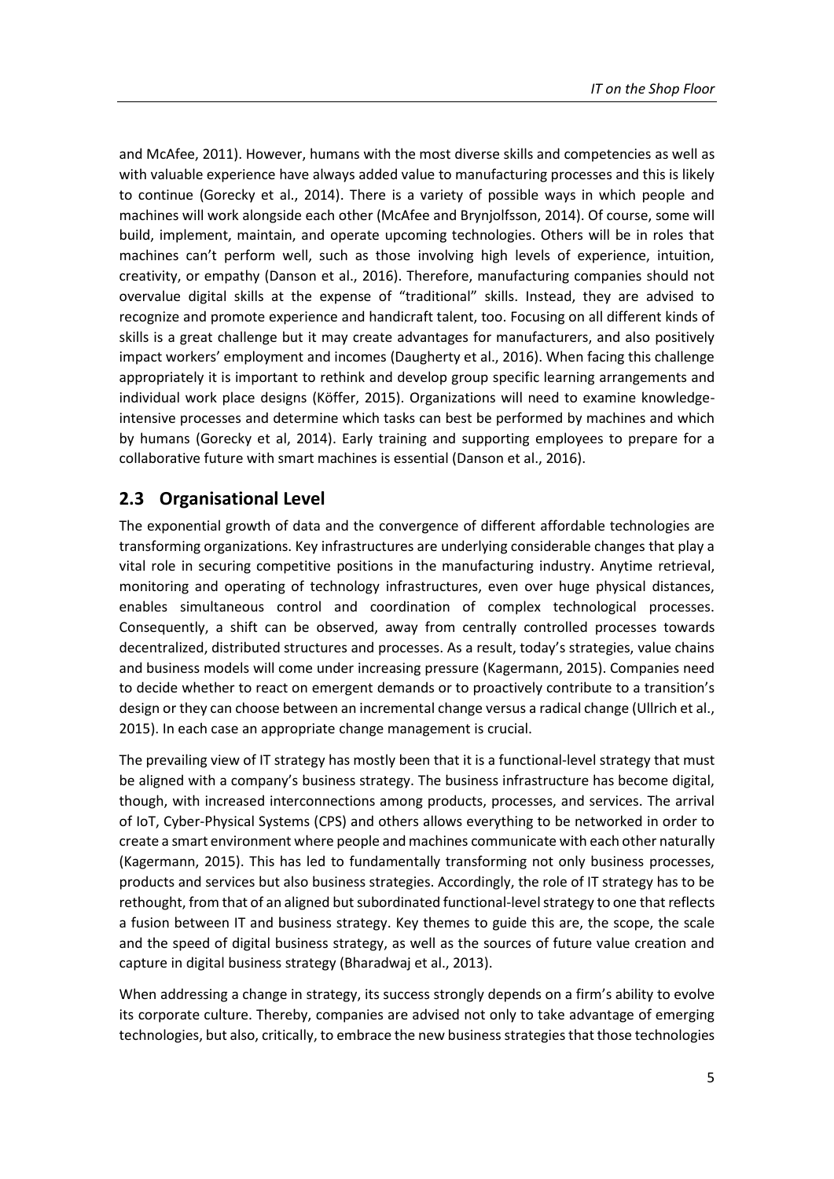and McAfee, 2011). However, humans with the most diverse skills and competencies as well as with valuable experience have always added value to manufacturing processes and this is likely to continue (Gorecky et al., 2014). There is a variety of possible ways in which people and machines will work alongside each other (McAfee and Brynjolfsson, 2014). Of course, some will build, implement, maintain, and operate upcoming technologies. Others will be in roles that machines can't perform well, such as those involving high levels of experience, intuition, creativity, or empathy (Danson et al., 2016). Therefore, manufacturing companies should not overvalue digital skills at the expense of "traditional" skills. Instead, they are advised to recognize and promote experience and handicraft talent, too. Focusing on all different kinds of skills is a great challenge but it may create advantages for manufacturers, and also positively impact workers' employment and incomes (Daugherty et al., 2016). When facing this challenge appropriately it is important to rethink and develop group specific learning arrangements and individual work place designs (Köffer, 2015). Organizations will need to examine knowledge-intensive processes and determine which tasks can best be performed by machines and which by humans (Gorecky et al, 2014). Early training and supporting employees to prepare for a collaborative future with smart machines is essential (Danson et al., 2016).

## 2.3 Organisational Level

The exponential growth of data and the convergence of different affordable technologies are transforming organizations. Key infrastructures are underlying considerable changes that play a vital role in securing competitive positions in the manufacturing industry. Anytime retrieval, monitoring and operating of technology infrastructures, even over huge physical distances, enables simultaneous control and coordination of complex technological processes. Consequently, a shift can be observed, away from centrally controlled processes towards decentralized, distributed structures and processes. As a result, today's strategies, value chains and business models will come under increasing pressure (Kagermann, 2015). Companies need to decide whether to react on emergent demands or to proactively contribute to a transition's design or they can choose between an incremental change versus a radical change (Ullrich et al., 2015). In each case an appropriate change management is crucial.

The prevailing view of IT strategy has mostly been that it is a functional-level strategy that must be aligned with a company's business strategy. The business infrastructure has become digital, though, with increased interconnections among products, processes, and services. The arrival of IoT, Cyber-Physical Systems (CPS) and others allows everything to be networked in order to create a smart environment where people and machines communicate with each other naturally (Kagermann, 2015). This has led to fundamentally transforming not only business processes, products and services but also business strategies. Accordingly, the role of IT strategy has to be rethought, from that of an aligned but subordinated functional-level strategy to one that reflects a fusion between IT and business strategy. Key themes to guide this are, the scope, the scale and the speed of digital business strategy, as well as the sources of future value creation and capture in digital business strategy (Bharadwaj et al., 2013).

When addressing a change in strategy, its success strongly depends on a firm's ability to evolve its corporate culture. Thereby, companies are advised not only to take advantage of emerging technologies, but also, critically, to embrace the new business strategies that those technologies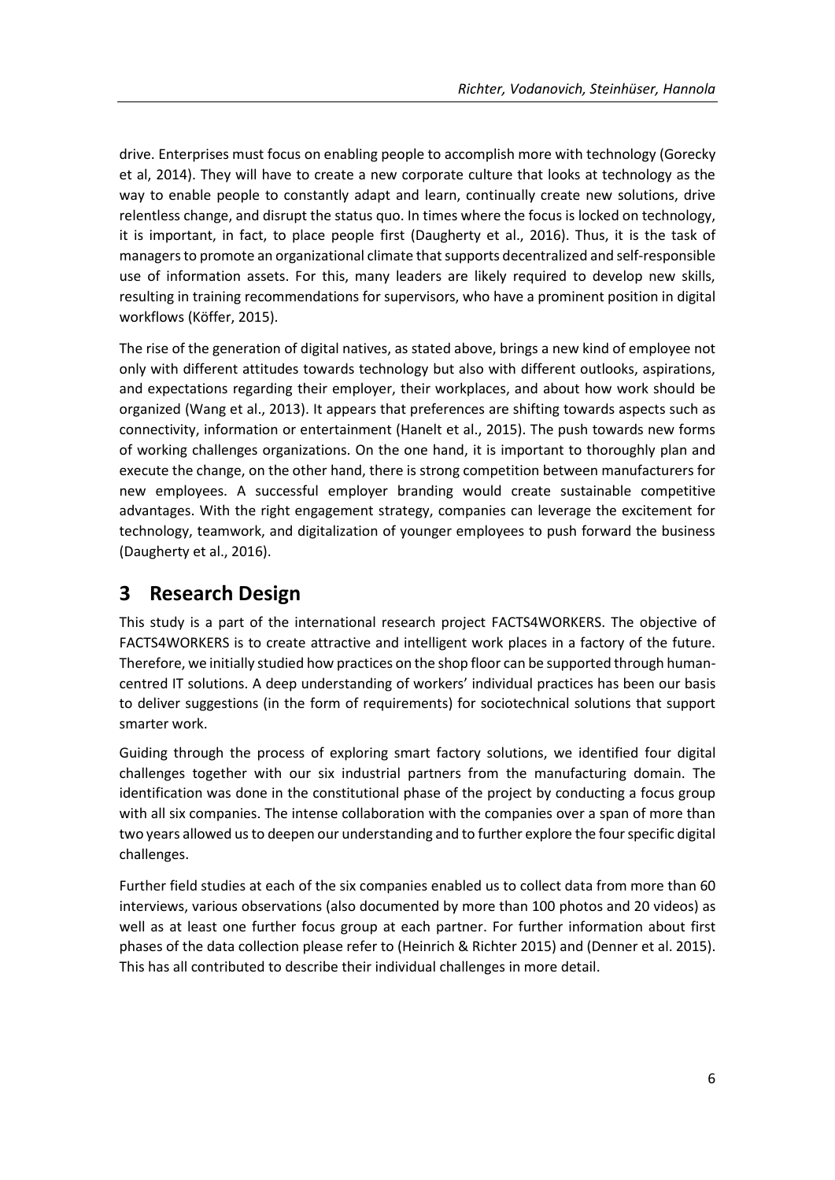drive. Enterprises must focus on enabling people to accomplish more with technology (Gorecky et al, 2014). They will have to create a new corporate culture that looks at technology as the way to enable people to constantly adapt and learn, continually create new solutions, drive relentless change, and disrupt the status quo. In times where the focus is locked on technology, it is important, in fact, to place people first (Daugherty et al., 2016). Thus, it is the task of managers to promote an organizational climate that supports decentralized and self-responsible use of information assets. For this, many leaders are likely required to develop new skills, resulting in training recommendations for supervisors, who have a prominent position in digital workflows (Köffer, 2015).

The rise of the generation of digital natives, as stated above, brings a new kind of employee not only with different attitudes towards technology but also with different outlooks, aspirations, and expectations regarding their employer, their workplaces, and about how work should be organized (Wang et al., 2013). It appears that preferences are shifting towards aspects such as connectivity, information or entertainment (Hanelt et al., 2015). The push towards new forms of working challenges organizations. On the one hand, it is important to thoroughly plan and execute the change, on the other hand, there is strong competition between manufacturers for new employees. A successful employer branding would create sustainable competitive advantages. With the right engagement strategy, companies can leverage the excitement for technology, teamwork, and digitalization of younger employees to push forward the business (Daugherty et al., 2016).

# 3 Research Design

This study is a part of the international research project FACTS4WORKERS. The objective of FACTS4WORKERS is to create attractive and intelligent work places in a factory of the future. Therefore, we initially studied how practices on the shop floor can be supported through human-centred IT solutions. A deep understanding of workers' individual practices has been our basis to deliver suggestions (in the form of requirements) for sociotechnical solutions that support smarter work.

Guiding through the process of exploring smart factory solutions, we identified four digital challenges together with our six industrial partners from the manufacturing domain. The identification was done in the constitutional phase of the project by conducting a focus group with all six companies. The intense collaboration with the companies over a span of more than two years allowed us to deepen our understanding and to further explore the four specific digital challenges.

Further field studies at each of the six companies enabled us to collect data from more than 60 interviews, various observations (also documented by more than 100 photos and 20 videos) as well as at least one further focus group at each partner. For further information about first phases of the data collection please refer to (Heinrich & Richter 2015) and (Denner et al. 2015). This has all contributed to describe their individual challenges in more detail.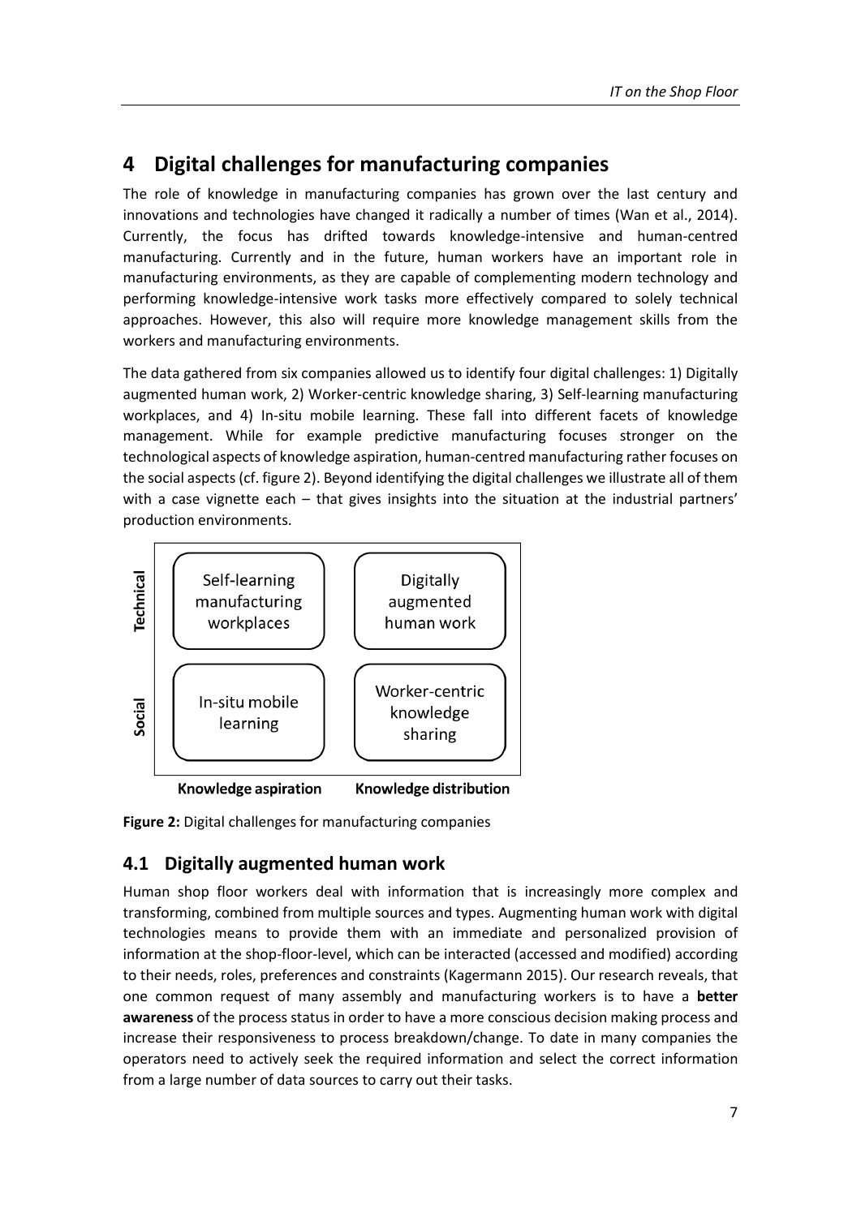## 4 Digital challenges for manufacturing companies

The role of knowledge in manufacturing companies has grown over the last century and innovations and technologies have changed it radically a number of times (Wan et al., 2014). Currently, the focus has drifted towards knowledge-intensive and human-centred manufacturing. Currently and in the future, human workers have an important role in manufacturing environments, as they are capable of complementing modern technology and performing knowledge-intensive work tasks more effectively compared to solely technical approaches. However, this also will require more knowledge management skills from the workers and manufacturing environments.

The data gathered from six companies allowed us to identify four digital challenges: 1) Digitally augmented human work, 2) Worker-centric knowledge sharing, 3) Self-learning manufacturing workplaces, and 4) In-situ mobile learning. These fall into different facets of knowledge management. While for example predictive manufacturing focuses stronger on the technological aspects of knowledge aspiration, human-centred manufacturing rather focuses on the social aspects (cf. figure 2). Beyond identifying the digital challenges we illustrate all of them with a case vignette each – that gives insights into the situation at the industrial partners' production environments.

| | Knowledge aspiration | Knowledge distribution |
|---|---|---|
| **Technical** | Self-learning manufacturing workplaces | Digitally augmented human work |
| **Social** | In-situ mobile learning | Worker-centric knowledge sharing |

**Figure 2:** Digital challenges for manufacturing companies

### 4.1 Digitally augmented human work

Human shop floor workers deal with information that is increasingly more complex and transforming, combined from multiple sources and types. Augmenting human work with digital technologies means to provide them with an immediate and personalized provision of information at the shop-floor-level, which can be interacted (accessed and modified) according to their needs, roles, preferences and constraints (Kagermann 2015). Our research reveals, that one common request of many assembly and manufacturing workers is to have a **better awareness** of the process status in order to have a more conscious decision making process and increase their responsiveness to process breakdown/change. To date in many companies the operators need to actively seek the required information and select the correct information from a large number of data sources to carry out their tasks.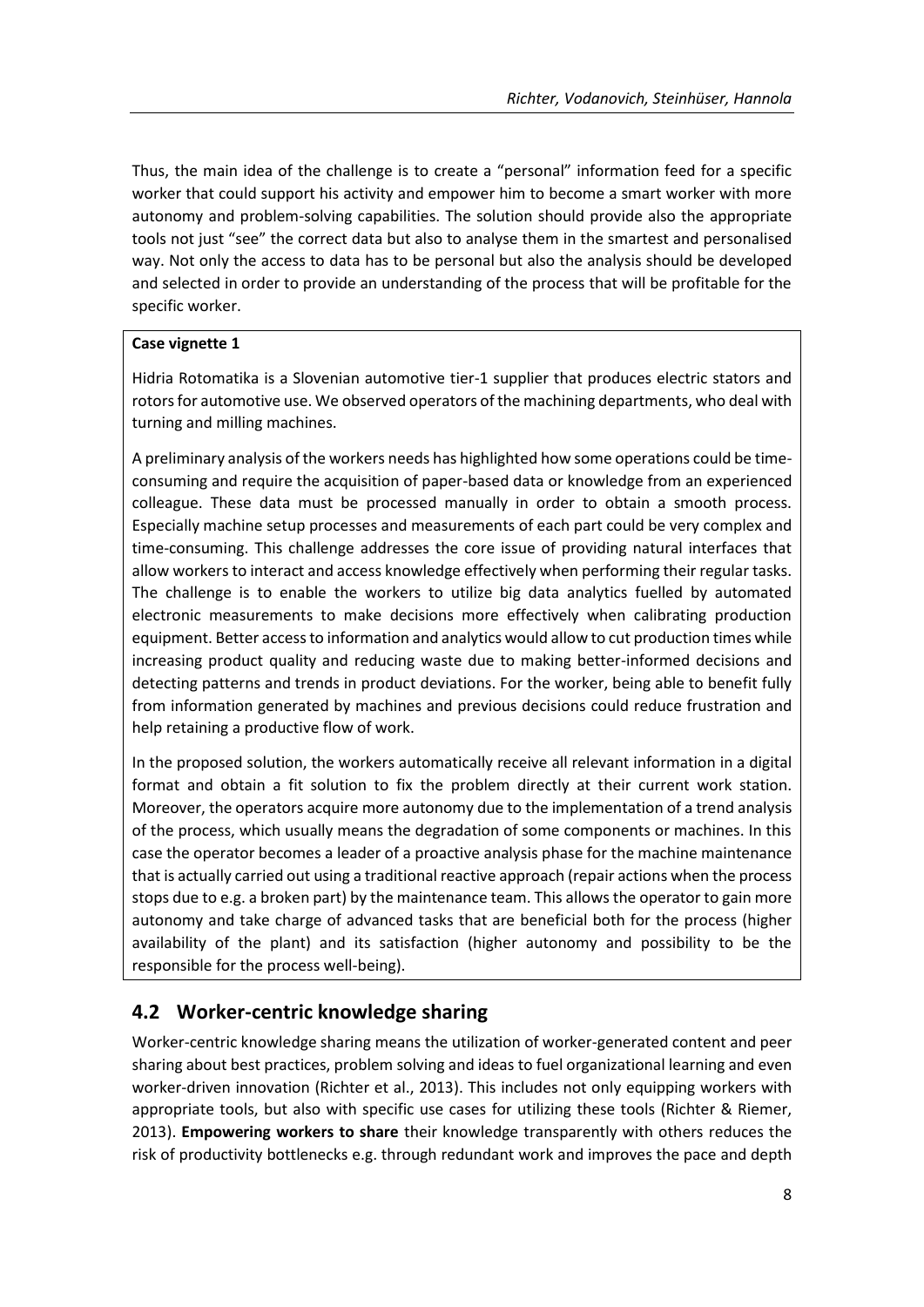Thus, the main idea of the challenge is to create a "personal" information feed for a specific worker that could support his activity and empower him to become a smart worker with more autonomy and problem-solving capabilities. The solution should provide also the appropriate tools not just "see" the correct data but also to analyse them in the smartest and personalised way. Not only the access to data has to be personal but also the analysis should be developed and selected in order to provide an understanding of the process that will be profitable for the specific worker.

**Case vignette 1**

Hidria Rotomatika is a Slovenian automotive tier-1 supplier that produces electric stators and rotors for automotive use. We observed operators of the machining departments, who deal with turning and milling machines.

A preliminary analysis of the workers needs has highlighted how some operations could be time-consuming and require the acquisition of paper-based data or knowledge from an experienced colleague. These data must be processed manually in order to obtain a smooth process. Especially machine setup processes and measurements of each part could be very complex and time-consuming. This challenge addresses the core issue of providing natural interfaces that allow workers to interact and access knowledge effectively when performing their regular tasks. The challenge is to enable the workers to utilize big data analytics fuelled by automated electronic measurements to make decisions more effectively when calibrating production equipment. Better access to information and analytics would allow to cut production times while increasing product quality and reducing waste due to making better-informed decisions and detecting patterns and trends in product deviations. For the worker, being able to benefit fully from information generated by machines and previous decisions could reduce frustration and help retaining a productive flow of work.

In the proposed solution, the workers automatically receive all relevant information in a digital format and obtain a fit solution to fix the problem directly at their current work station. Moreover, the operators acquire more autonomy due to the implementation of a trend analysis of the process, which usually means the degradation of some components or machines. In this case the operator becomes a leader of a proactive analysis phase for the machine maintenance that is actually carried out using a traditional reactive approach (repair actions when the process stops due to e.g. a broken part) by the maintenance team. This allows the operator to gain more autonomy and take charge of advanced tasks that are beneficial both for the process (higher availability of the plant) and its satisfaction (higher autonomy and possibility to be the responsible for the process well-being).

## 4.2 Worker-centric knowledge sharing

Worker-centric knowledge sharing means the utilization of worker-generated content and peer sharing about best practices, problem solving and ideas to fuel organizational learning and even worker-driven innovation (Richter et al., 2013). This includes not only equipping workers with appropriate tools, but also with specific use cases for utilizing these tools (Richter & Riemer, 2013). **Empowering workers to share** their knowledge transparently with others reduces the risk of productivity bottlenecks e.g. through redundant work and improves the pace and depth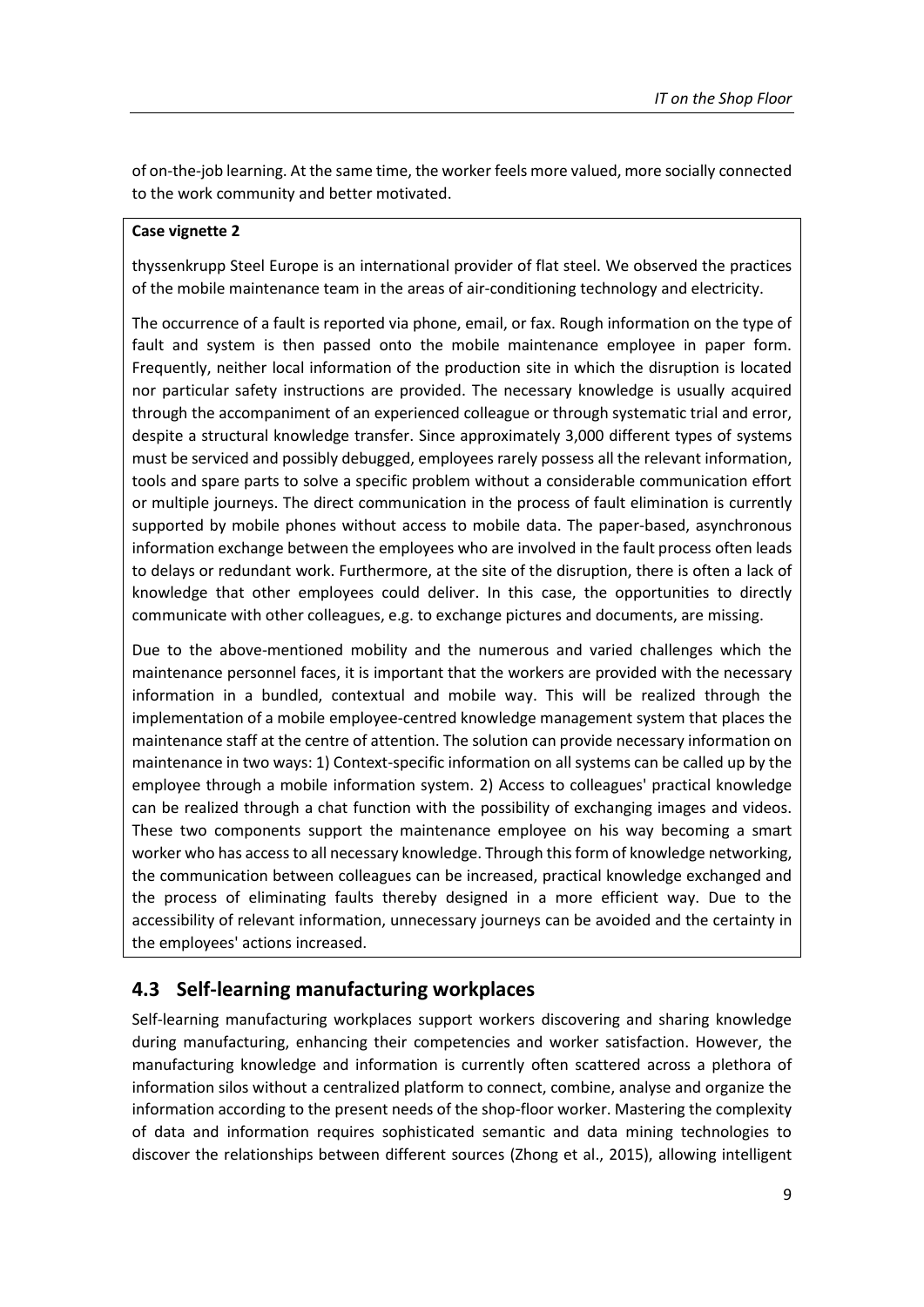of on-the-job learning. At the same time, the worker feels more valued, more socially connected to the work community and better motivated.

**Case vignette 2**

thyssenkrupp Steel Europe is an international provider of flat steel. We observed the practices of the mobile maintenance team in the areas of air-conditioning technology and electricity.

The occurrence of a fault is reported via phone, email, or fax. Rough information on the type of fault and system is then passed onto the mobile maintenance employee in paper form. Frequently, neither local information of the production site in which the disruption is located nor particular safety instructions are provided. The necessary knowledge is usually acquired through the accompaniment of an experienced colleague or through systematic trial and error, despite a structural knowledge transfer. Since approximately 3,000 different types of systems must be serviced and possibly debugged, employees rarely possess all the relevant information, tools and spare parts to solve a specific problem without a considerable communication effort or multiple journeys. The direct communication in the process of fault elimination is currently supported by mobile phones without access to mobile data. The paper-based, asynchronous information exchange between the employees who are involved in the fault process often leads to delays or redundant work. Furthermore, at the site of the disruption, there is often a lack of knowledge that other employees could deliver. In this case, the opportunities to directly communicate with other colleagues, e.g. to exchange pictures and documents, are missing.

Due to the above-mentioned mobility and the numerous and varied challenges which the maintenance personnel faces, it is important that the workers are provided with the necessary information in a bundled, contextual and mobile way. This will be realized through the implementation of a mobile employee-centred knowledge management system that places the maintenance staff at the centre of attention. The solution can provide necessary information on maintenance in two ways: 1) Context-specific information on all systems can be called up by the employee through a mobile information system. 2) Access to colleagues' practical knowledge can be realized through a chat function with the possibility of exchanging images and videos. These two components support the maintenance employee on his way becoming a smart worker who has access to all necessary knowledge. Through this form of knowledge networking, the communication between colleagues can be increased, practical knowledge exchanged and the process of eliminating faults thereby designed in a more efficient way. Due to the accessibility of relevant information, unnecessary journeys can be avoided and the certainty in the employees' actions increased.

## 4.3 Self-learning manufacturing workplaces

Self-learning manufacturing workplaces support workers discovering and sharing knowledge during manufacturing, enhancing their competencies and worker satisfaction. However, the manufacturing knowledge and information is currently often scattered across a plethora of information silos without a centralized platform to connect, combine, analyse and organize the information according to the present needs of the shop-floor worker. Mastering the complexity of data and information requires sophisticated semantic and data mining technologies to discover the relationships between different sources (Zhong et al., 2015), allowing intelligent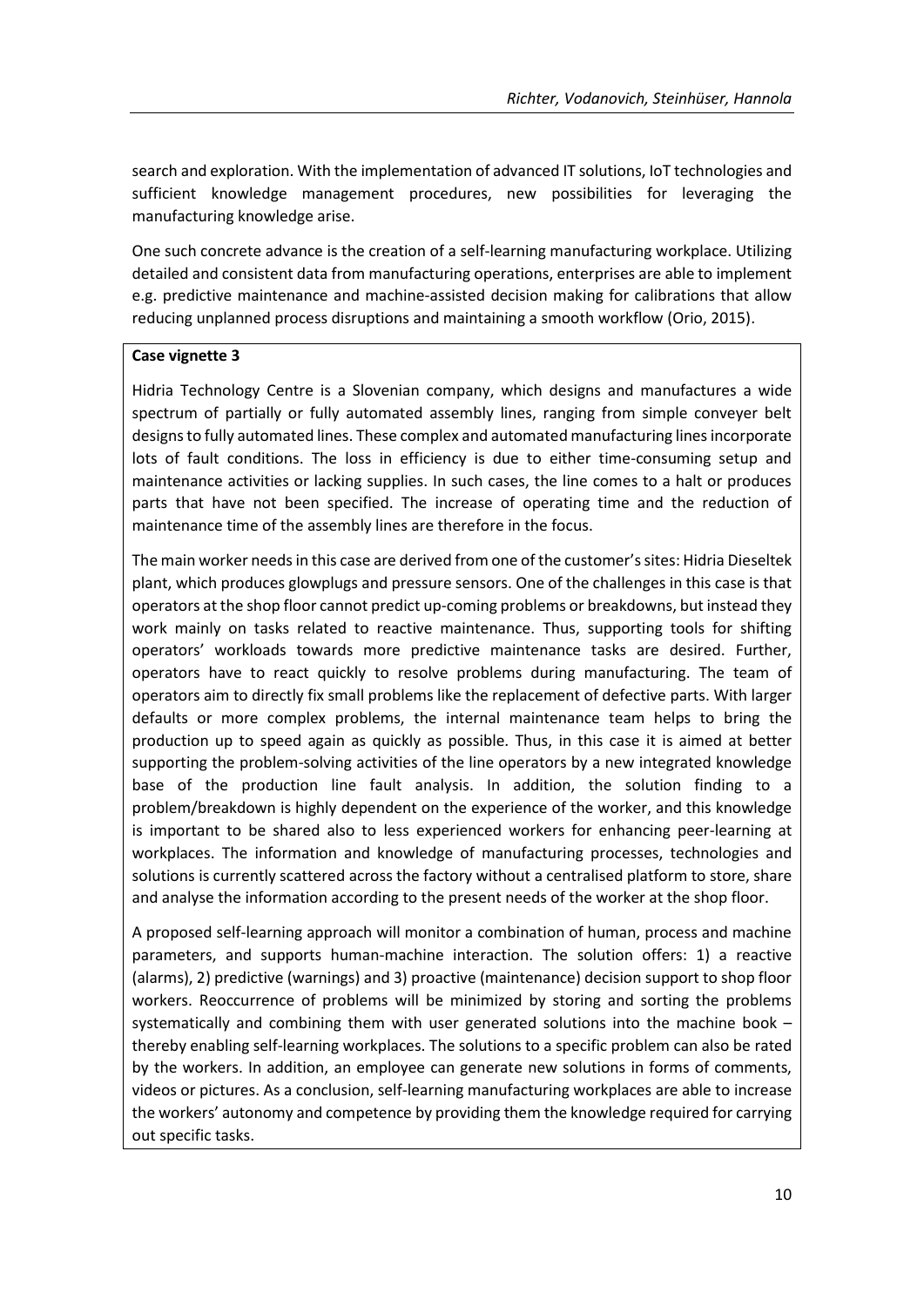search and exploration. With the implementation of advanced IT solutions, IoT technologies and sufficient knowledge management procedures, new possibilities for leveraging the manufacturing knowledge arise.

One such concrete advance is the creation of a self-learning manufacturing workplace. Utilizing detailed and consistent data from manufacturing operations, enterprises are able to implement e.g. predictive maintenance and machine-assisted decision making for calibrations that allow reducing unplanned process disruptions and maintaining a smooth workflow (Orio, 2015).

**Case vignette 3**

Hidria Technology Centre is a Slovenian company, which designs and manufactures a wide spectrum of partially or fully automated assembly lines, ranging from simple conveyer belt designs to fully automated lines. These complex and automated manufacturing lines incorporate lots of fault conditions. The loss in efficiency is due to either time-consuming setup and maintenance activities or lacking supplies. In such cases, the line comes to a halt or produces parts that have not been specified. The increase of operating time and the reduction of maintenance time of the assembly lines are therefore in the focus.

The main worker needs in this case are derived from one of the customer's sites: Hidria Dieseltek plant, which produces glowplugs and pressure sensors. One of the challenges in this case is that operators at the shop floor cannot predict up-coming problems or breakdowns, but instead they work mainly on tasks related to reactive maintenance. Thus, supporting tools for shifting operators' workloads towards more predictive maintenance tasks are desired. Further, operators have to react quickly to resolve problems during manufacturing. The team of operators aim to directly fix small problems like the replacement of defective parts. With larger defaults or more complex problems, the internal maintenance team helps to bring the production up to speed again as quickly as possible. Thus, in this case it is aimed at better supporting the problem-solving activities of the line operators by a new integrated knowledge base of the production line fault analysis. In addition, the solution finding to a problem/breakdown is highly dependent on the experience of the worker, and this knowledge is important to be shared also to less experienced workers for enhancing peer-learning at workplaces. The information and knowledge of manufacturing processes, technologies and solutions is currently scattered across the factory without a centralised platform to store, share and analyse the information according to the present needs of the worker at the shop floor.

A proposed self-learning approach will monitor a combination of human, process and machine parameters, and supports human-machine interaction. The solution offers: 1) a reactive (alarms), 2) predictive (warnings) and 3) proactive (maintenance) decision support to shop floor workers. Reoccurrence of problems will be minimized by storing and sorting the problems systematically and combining them with user generated solutions into the machine book – thereby enabling self-learning workplaces. The solutions to a specific problem can also be rated by the workers. In addition, an employee can generate new solutions in forms of comments, videos or pictures. As a conclusion, self-learning manufacturing workplaces are able to increase the workers' autonomy and competence by providing them the knowledge required for carrying out specific tasks.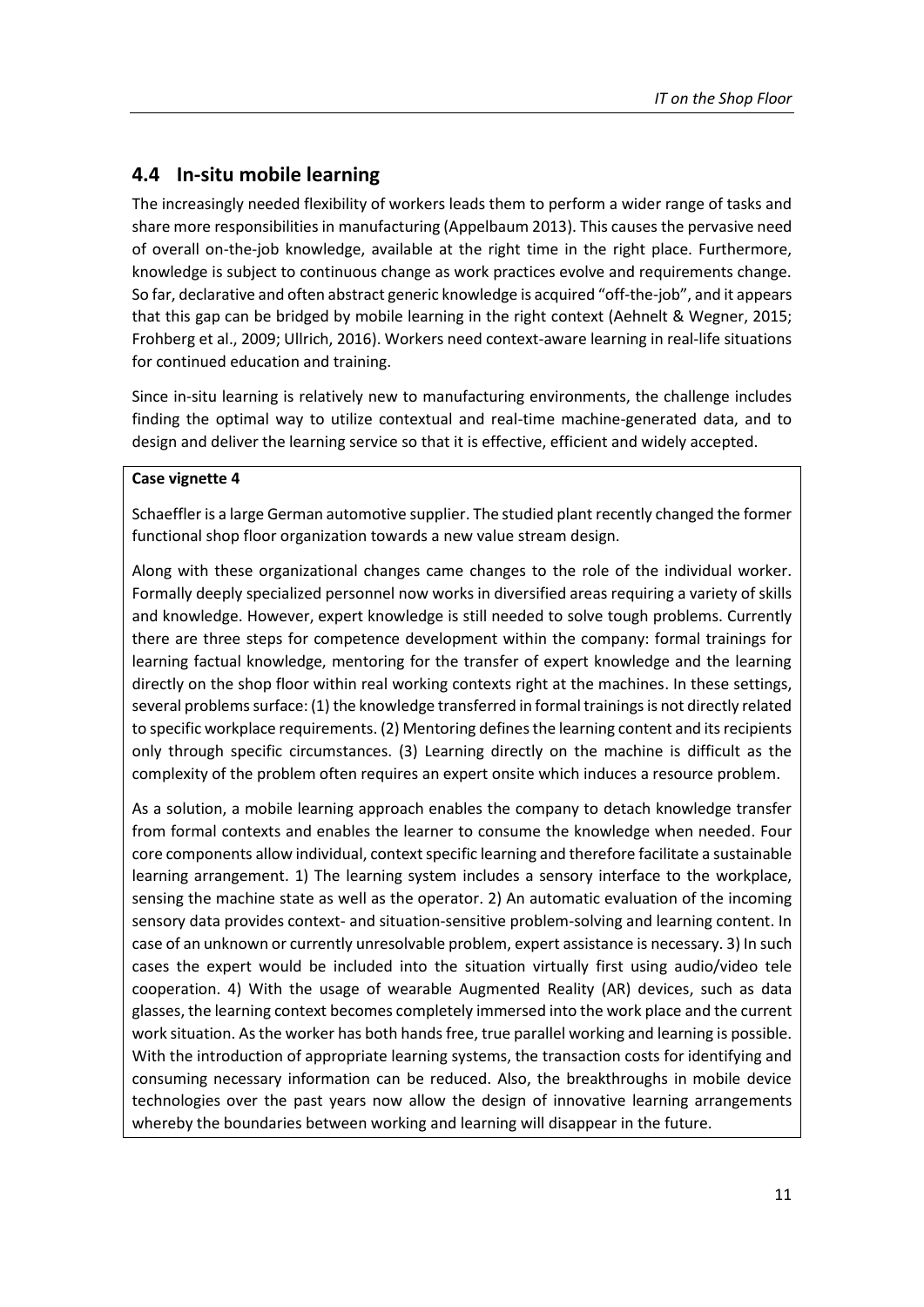## 4.4 In-situ mobile learning

The increasingly needed flexibility of workers leads them to perform a wider range of tasks and share more responsibilities in manufacturing (Appelbaum 2013). This causes the pervasive need of overall on-the-job knowledge, available at the right time in the right place. Furthermore, knowledge is subject to continuous change as work practices evolve and requirements change. So far, declarative and often abstract generic knowledge is acquired "off-the-job", and it appears that this gap can be bridged by mobile learning in the right context (Aehnelt & Wegner, 2015; Frohberg et al., 2009; Ullrich, 2016). Workers need context-aware learning in real-life situations for continued education and training.

Since in-situ learning is relatively new to manufacturing environments, the challenge includes finding the optimal way to utilize contextual and real-time machine-generated data, and to design and deliver the learning service so that it is effective, efficient and widely accepted.

**Case vignette 4**

Schaeffler is a large German automotive supplier. The studied plant recently changed the former functional shop floor organization towards a new value stream design.

Along with these organizational changes came changes to the role of the individual worker. Formally deeply specialized personnel now works in diversified areas requiring a variety of skills and knowledge. However, expert knowledge is still needed to solve tough problems. Currently there are three steps for competence development within the company: formal trainings for learning factual knowledge, mentoring for the transfer of expert knowledge and the learning directly on the shop floor within real working contexts right at the machines. In these settings, several problems surface: (1) the knowledge transferred in formal trainings is not directly related to specific workplace requirements. (2) Mentoring defines the learning content and its recipients only through specific circumstances. (3) Learning directly on the machine is difficult as the complexity of the problem often requires an expert onsite which induces a resource problem.

As a solution, a mobile learning approach enables the company to detach knowledge transfer from formal contexts and enables the learner to consume the knowledge when needed. Four core components allow individual, context specific learning and therefore facilitate a sustainable learning arrangement. 1) The learning system includes a sensory interface to the workplace, sensing the machine state as well as the operator. 2) An automatic evaluation of the incoming sensory data provides context- and situation-sensitive problem-solving and learning content. In case of an unknown or currently unresolvable problem, expert assistance is necessary. 3) In such cases the expert would be included into the situation virtually first using audio/video tele cooperation. 4) With the usage of wearable Augmented Reality (AR) devices, such as data glasses, the learning context becomes completely immersed into the work place and the current work situation. As the worker has both hands free, true parallel working and learning is possible. With the introduction of appropriate learning systems, the transaction costs for identifying and consuming necessary information can be reduced. Also, the breakthroughs in mobile device technologies over the past years now allow the design of innovative learning arrangements whereby the boundaries between working and learning will disappear in the future.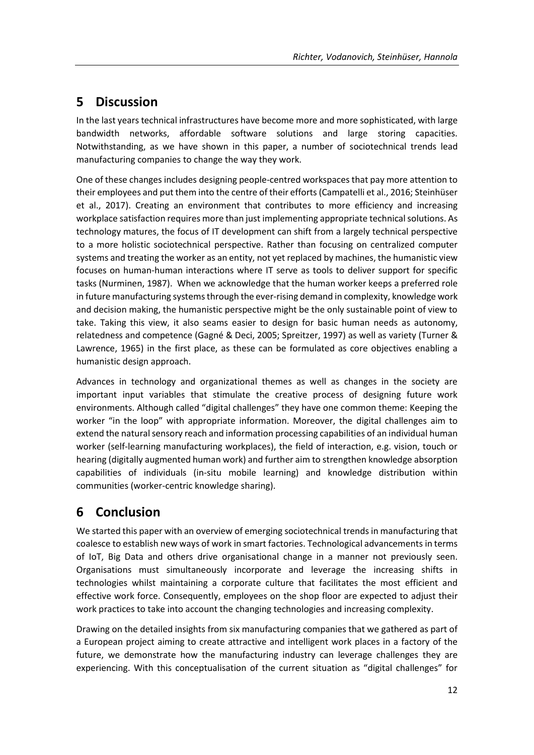## 5 Discussion

In the last years technical infrastructures have become more and more sophisticated, with large bandwidth networks, affordable software solutions and large storing capacities. Notwithstanding, as we have shown in this paper, a number of sociotechnical trends lead manufacturing companies to change the way they work.

One of these changes includes designing people-centred workspaces that pay more attention to their employees and put them into the centre of their efforts (Campatelli et al., 2016; Steinhüser et al., 2017). Creating an environment that contributes to more efficiency and increasing workplace satisfaction requires more than just implementing appropriate technical solutions. As technology matures, the focus of IT development can shift from a largely technical perspective to a more holistic sociotechnical perspective. Rather than focusing on centralized computer systems and treating the worker as an entity, not yet replaced by machines, the humanistic view focuses on human-human interactions where IT serve as tools to deliver support for specific tasks (Nurminen, 1987). When we acknowledge that the human worker keeps a preferred role in future manufacturing systems through the ever-rising demand in complexity, knowledge work and decision making, the humanistic perspective might be the only sustainable point of view to take. Taking this view, it also seams easier to design for basic human needs as autonomy, relatedness and competence (Gagné & Deci, 2005; Spreitzer, 1997) as well as variety (Turner & Lawrence, 1965) in the first place, as these can be formulated as core objectives enabling a humanistic design approach.

Advances in technology and organizational themes as well as changes in the society are important input variables that stimulate the creative process of designing future work environments. Although called "digital challenges" they have one common theme: Keeping the worker "in the loop" with appropriate information. Moreover, the digital challenges aim to extend the natural sensory reach and information processing capabilities of an individual human worker (self-learning manufacturing workplaces), the field of interaction, e.g. vision, touch or hearing (digitally augmented human work) and further aim to strengthen knowledge absorption capabilities of individuals (in-situ mobile learning) and knowledge distribution within communities (worker-centric knowledge sharing).

## 6 Conclusion

We started this paper with an overview of emerging sociotechnical trends in manufacturing that coalesce to establish new ways of work in smart factories. Technological advancements in terms of IoT, Big Data and others drive organisational change in a manner not previously seen. Organisations must simultaneously incorporate and leverage the increasing shifts in technologies whilst maintaining a corporate culture that facilitates the most efficient and effective work force. Consequently, employees on the shop floor are expected to adjust their work practices to take into account the changing technologies and increasing complexity.

Drawing on the detailed insights from six manufacturing companies that we gathered as part of a European project aiming to create attractive and intelligent work places in a factory of the future, we demonstrate how the manufacturing industry can leverage challenges they are experiencing. With this conceptualisation of the current situation as "digital challenges" for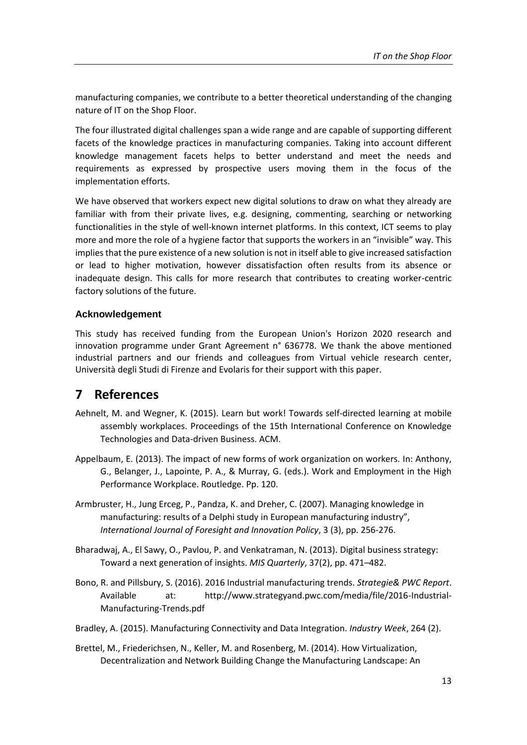manufacturing companies, we contribute to a better theoretical understanding of the changing nature of IT on the Shop Floor.

The four illustrated digital challenges span a wide range and are capable of supporting different facets of the knowledge practices in manufacturing companies. Taking into account different knowledge management facets helps to better understand and meet the needs and requirements as expressed by prospective users moving them in the focus of the implementation efforts.

We have observed that workers expect new digital solutions to draw on what they already are familiar with from their private lives, e.g. designing, commenting, searching or networking functionalities in the style of well-known internet platforms. In this context, ICT seems to play more and more the role of a hygiene factor that supports the workers in an "invisible" way. This implies that the pure existence of a new solution is not in itself able to give increased satisfaction or lead to higher motivation, however dissatisfaction often results from its absence or inadequate design. This calls for more research that contributes to creating worker-centric factory solutions of the future.

### Acknowledgement

This study has received funding from the European Union's Horizon 2020 research and innovation programme under Grant Agreement n° 636778. We thank the above mentioned industrial partners and our friends and colleagues from Virtual vehicle research center, Università degli Studi di Firenze and Evolaris for their support with this paper.

## 7 References

Aehnelt, M. and Wegner, K. (2015). Learn but work! Towards self-directed learning at mobile assembly workplaces. Proceedings of the 15th International Conference on Knowledge Technologies and Data-driven Business. ACM.

Appelbaum, E. (2013). The impact of new forms of work organization on workers. In: Anthony, G., Belanger, J., Lapointe, P. A., & Murray, G. (eds.). Work and Employment in the High Performance Workplace. Routledge. Pp. 120.

Armbruster, H., Jung Erceg, P., Pandza, K. and Dreher, C. (2007). Managing knowledge in manufacturing: results of a Delphi study in European manufacturing industry", *International Journal of Foresight and Innovation Policy*, 3 (3), pp. 256-276.

Bharadwaj, A., El Sawy, O., Pavlou, P. and Venkatraman, N. (2013). Digital business strategy: Toward a next generation of insights. *MIS Quarterly*, 37(2), pp. 471–482.

Bono, R. and Pillsbury, S. (2016). 2016 Industrial manufacturing trends. *Strategie& PWC Report*. Available at: http://www.strategyand.pwc.com/media/file/2016-Industrial-Manufacturing-Trends.pdf

Bradley, A. (2015). Manufacturing Connectivity and Data Integration. *Industry Week*, 264 (2).

Brettel, M., Friederichsen, N., Keller, M. and Rosenberg, M. (2014). How Virtualization, Decentralization and Network Building Change the Manufacturing Landscape: An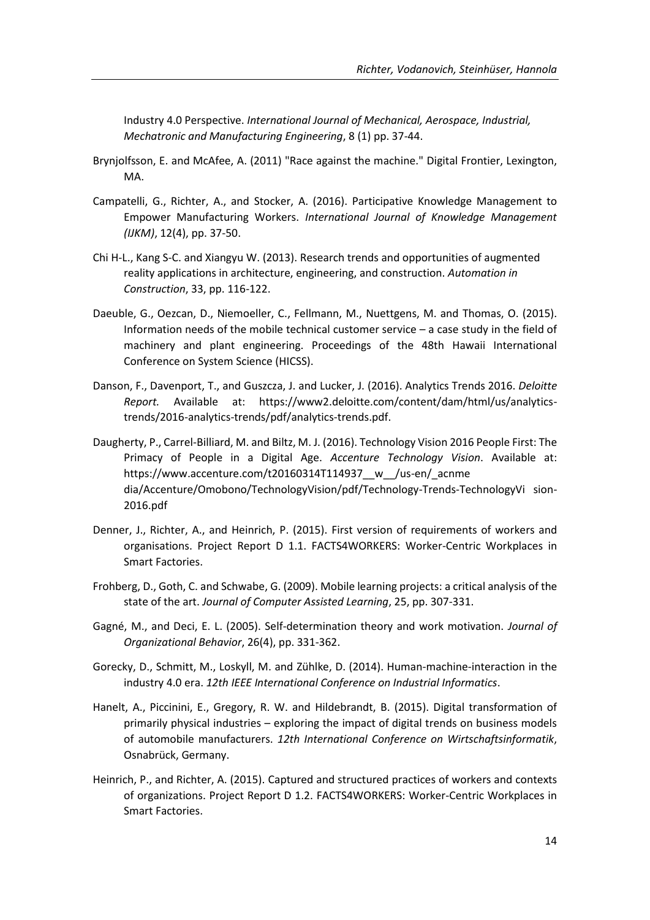Industry 4.0 Perspective. *International Journal of Mechanical, Aerospace, Industrial, Mechatronic and Manufacturing Engineering*, 8 (1) pp. 37-44.

Brynjolfsson, E. and McAfee, A. (2011) "Race against the machine." Digital Frontier, Lexington, MA.

Campatelli, G., Richter, A., and Stocker, A. (2016). Participative Knowledge Management to Empower Manufacturing Workers. *International Journal of Knowledge Management (IJKM)*, 12(4), pp. 37-50.

Chi H-L., Kang S-C. and Xiangyu W. (2013). Research trends and opportunities of augmented reality applications in architecture, engineering, and construction. *Automation in Construction*, 33, pp. 116-122.

Daeuble, G., Oezcan, D., Niemoeller, C., Fellmann, M., Nuettgens, M. and Thomas, O. (2015). Information needs of the mobile technical customer service – a case study in the field of machinery and plant engineering. Proceedings of the 48th Hawaii International Conference on System Science (HICSS).

Danson, F., Davenport, T., and Guszcza, J. and Lucker, J. (2016). Analytics Trends 2016. *Deloitte Report.* Available at: https://www2.deloitte.com/content/dam/html/us/analytics-trends/2016-analytics-trends/pdf/analytics-trends.pdf.

Daugherty, P., Carrel-Billiard, M. and Biltz, M. J. (2016). Technology Vision 2016 People First: The Primacy of People in a Digital Age. *Accenture Technology Vision*. Available at: https://www.accenture.com/t20160314T114937__w__/us-en/_acnme dia/Accenture/Omobono/TechnologyVision/pdf/Technology-Trends-TechnologyVi sion-2016.pdf

Denner, J., Richter, A., and Heinrich, P. (2015). First version of requirements of workers and organisations. Project Report D 1.1. FACTS4WORKERS: Worker-Centric Workplaces in Smart Factories.

Frohberg, D., Goth, C. and Schwabe, G. (2009). Mobile learning projects: a critical analysis of the state of the art. *Journal of Computer Assisted Learning*, 25, pp. 307-331.

Gagné, M., and Deci, E. L. (2005). Self-determination theory and work motivation. *Journal of Organizational Behavior*, 26(4), pp. 331-362.

Gorecky, D., Schmitt, M., Loskyll, M. and Zühlke, D. (2014). Human-machine-interaction in the industry 4.0 era. *12th IEEE International Conference on Industrial Informatics*.

Hanelt, A., Piccinini, E., Gregory, R. W. and Hildebrandt, B. (2015). Digital transformation of primarily physical industries – exploring the impact of digital trends on business models of automobile manufacturers. *12th International Conference on Wirtschaftsinformatik*, Osnabrück, Germany.

Heinrich, P., and Richter, A. (2015). Captured and structured practices of workers and contexts of organizations. Project Report D 1.2. FACTS4WORKERS: Worker-Centric Workplaces in Smart Factories.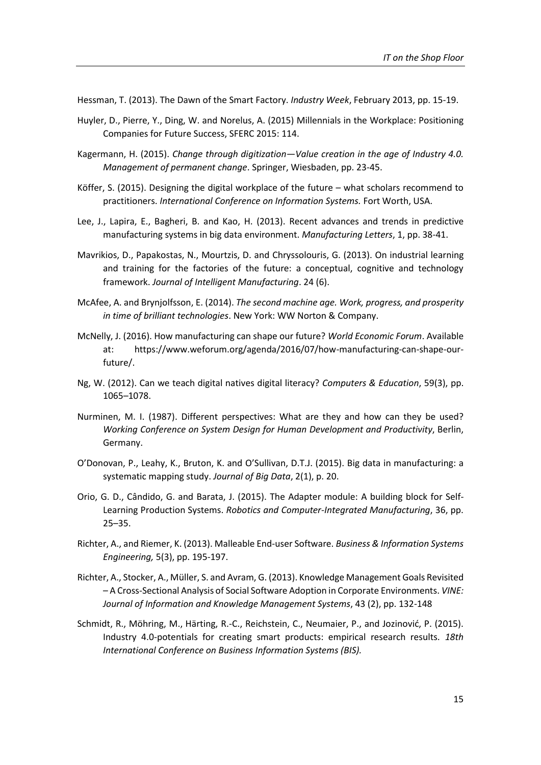Hessman, T. (2013). The Dawn of the Smart Factory. *Industry Week*, February 2013, pp. 15-19.

Huyler, D., Pierre, Y., Ding, W. and Norelus, A. (2015) Millennials in the Workplace: Positioning Companies for Future Success, SFERC 2015: 114.

Kagermann, H. (2015). *Change through digitization—Value creation in the age of Industry 4.0. Management of permanent change*. Springer, Wiesbaden, pp. 23-45.

Köffer, S. (2015). Designing the digital workplace of the future – what scholars recommend to practitioners. *International Conference on Information Systems.* Fort Worth, USA.

Lee, J., Lapira, E., Bagheri, B. and Kao, H. (2013). Recent advances and trends in predictive manufacturing systems in big data environment. *Manufacturing Letters*, 1, pp. 38-41.

Mavrikios, D., Papakostas, N., Mourtzis, D. and Chryssolouris, G. (2013). On industrial learning and training for the factories of the future: a conceptual, cognitive and technology framework. *Journal of Intelligent Manufacturing*. 24 (6).

McAfee, A. and Brynjolfsson, E. (2014). *The second machine age. Work, progress, and prosperity in time of brilliant technologies*. New York: WW Norton & Company.

McNelly, J. (2016). How manufacturing can shape our future? *World Economic Forum*. Available at: https://www.weforum.org/agenda/2016/07/how-manufacturing-can-shape-our-future/.

Ng, W. (2012). Can we teach digital natives digital literacy? *Computers & Education*, 59(3), pp. 1065–1078.

Nurminen, M. I. (1987). Different perspectives: What are they and how can they be used? *Working Conference on System Design for Human Development and Productivity*, Berlin, Germany.

O'Donovan, P., Leahy, K., Bruton, K. and O'Sullivan, D.T.J. (2015). Big data in manufacturing: a systematic mapping study. *Journal of Big Data*, 2(1), p. 20.

Orio, G. D., Cândido, G. and Barata, J. (2015). The Adapter module: A building block for Self-Learning Production Systems. *Robotics and Computer-Integrated Manufacturing*, 36, pp. 25–35.

Richter, A., and Riemer, K. (2013). Malleable End-user Software. *Business & Information Systems Engineering,* 5(3), pp. 195-197.

Richter, A., Stocker, A., Müller, S. and Avram, G. (2013). Knowledge Management Goals Revisited – A Cross-Sectional Analysis of Social Software Adoption in Corporate Environments. *VINE: Journal of Information and Knowledge Management Systems*, 43 (2), pp. 132-148

Schmidt, R., Möhring, M., Härting, R.-C., Reichstein, C., Neumaier, P., and Jozinović, P. (2015). Industry 4.0-potentials for creating smart products: empirical research results. *18th International Conference on Business Information Systems (BIS).*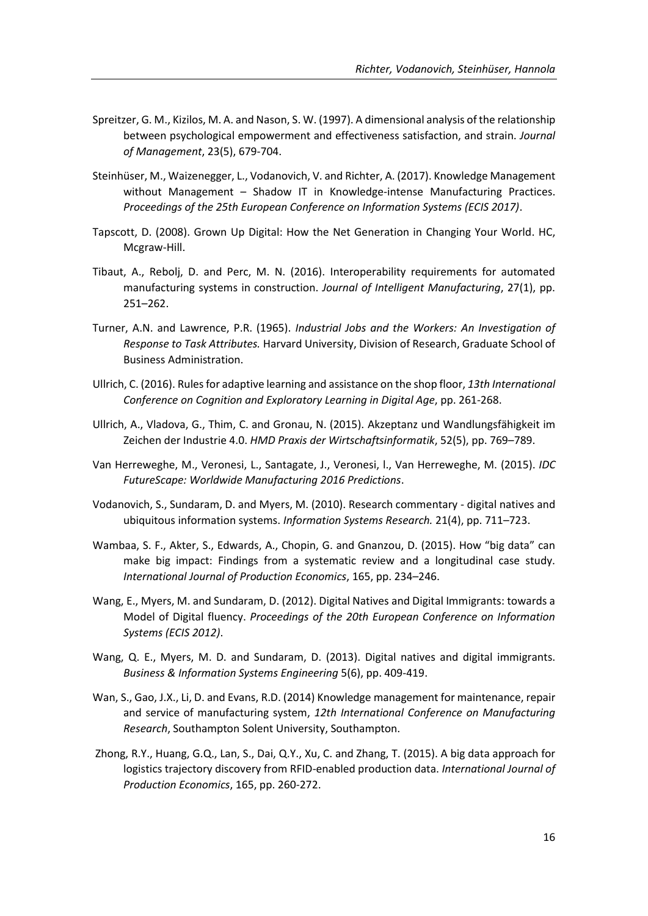Spreitzer, G. M., Kizilos, M. A. and Nason, S. W. (1997). A dimensional analysis of the relationship between psychological empowerment and effectiveness satisfaction, and strain. *Journal of Management*, 23(5), 679-704.

Steinhüser, M., Waizenegger, L., Vodanovich, V. and Richter, A. (2017). Knowledge Management without Management – Shadow IT in Knowledge-intense Manufacturing Practices. *Proceedings of the 25th European Conference on Information Systems (ECIS 2017)*.

Tapscott, D. (2008). Grown Up Digital: How the Net Generation in Changing Your World. HC, Mcgraw-Hill.

Tibaut, A., Rebolj, D. and Perc, M. N. (2016). Interoperability requirements for automated manufacturing systems in construction. *Journal of Intelligent Manufacturing*, 27(1), pp. 251–262.

Turner, A.N. and Lawrence, P.R. (1965). *Industrial Jobs and the Workers: An Investigation of Response to Task Attributes.* Harvard University, Division of Research, Graduate School of Business Administration.

Ullrich, C. (2016). Rules for adaptive learning and assistance on the shop floor, *13th International Conference on Cognition and Exploratory Learning in Digital Age*, pp. 261-268.

Ullrich, A., Vladova, G., Thim, C. and Gronau, N. (2015). Akzeptanz und Wandlungsfähigkeit im Zeichen der Industrie 4.0. *HMD Praxis der Wirtschaftsinformatik*, 52(5), pp. 769–789.

Van Herreweghe, M., Veronesi, L., Santagate, J., Veronesi, l., Van Herreweghe, M. (2015). *IDC FutureScape: Worldwide Manufacturing 2016 Predictions*.

Vodanovich, S., Sundaram, D. and Myers, M. (2010). Research commentary - digital natives and ubiquitous information systems. *Information Systems Research.* 21(4), pp. 711–723.

Wambaa, S. F., Akter, S., Edwards, A., Chopin, G. and Gnanzou, D. (2015). How “big data” can make big impact: Findings from a systematic review and a longitudinal case study. *International Journal of Production Economics*, 165, pp. 234–246.

Wang, E., Myers, M. and Sundaram, D. (2012). Digital Natives and Digital Immigrants: towards a Model of Digital fluency. *Proceedings of the 20th European Conference on Information Systems (ECIS 2012)*.

Wang, Q. E., Myers, M. D. and Sundaram, D. (2013). Digital natives and digital immigrants. *Business & Information Systems Engineering* 5(6), pp. 409-419.

Wan, S., Gao, J.X., Li, D. and Evans, R.D. (2014) Knowledge management for maintenance, repair and service of manufacturing system, *12th International Conference on Manufacturing Research*, Southampton Solent University, Southampton.

Zhong, R.Y., Huang, G.Q., Lan, S., Dai, Q.Y., Xu, C. and Zhang, T. (2015). A big data approach for logistics trajectory discovery from RFID-enabled production data. *International Journal of Production Economics*, 165, pp. 260-272.